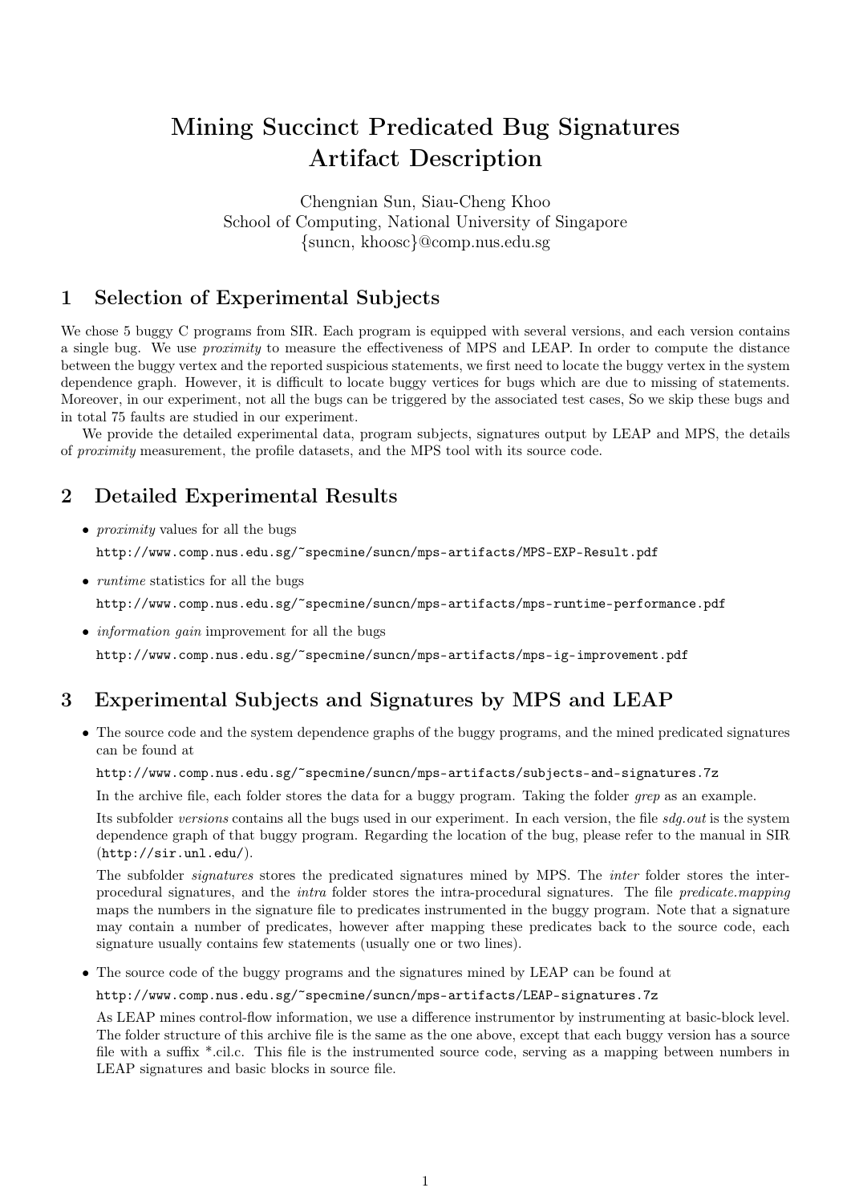# Mining Succinct Predicated Bug Signatures
# Artifact Description

Chengnian Sun, Siau-Cheng Khoo
School of Computing, National University of Singapore
{suncn, khoosc}@comp.nus.edu.sg

## 1 Selection of Experimental Subjects

We chose 5 buggy C programs from SIR. Each program is equipped with several versions, and each version contains a single bug. We use *proximity* to measure the effectiveness of MPS and LEAP. In order to compute the distance between the buggy vertex and the reported suspicious statements, we first need to locate the buggy vertex in the system dependence graph. However, it is difficult to locate buggy vertices for bugs which are due to missing of statements. Moreover, in our experiment, not all the bugs can be triggered by the associated test cases, So we skip these bugs and in total 75 faults are studied in our experiment.

We provide the detailed experimental data, program subjects, signatures output by LEAP and MPS, the details of *proximity* measurement, the profile datasets, and the MPS tool with its source code.

## 2 Detailed Experimental Results

- *proximity* values for all the bugs

  `http://www.comp.nus.edu.sg/~specmine/suncn/mps-artifacts/MPS-EXP-Result.pdf`

- *runtime* statistics for all the bugs

  `http://www.comp.nus.edu.sg/~specmine/suncn/mps-artifacts/mps-runtime-performance.pdf`

- *information gain* improvement for all the bugs

  `http://www.comp.nus.edu.sg/~specmine/suncn/mps-artifacts/mps-ig-improvement.pdf`

## 3 Experimental Subjects and Signatures by MPS and LEAP

- The source code and the system dependence graphs of the buggy programs, and the mined predicated signatures can be found at

  `http://www.comp.nus.edu.sg/~specmine/suncn/mps-artifacts/subjects-and-signatures.7z`

  In the archive file, each folder stores the data for a buggy program. Taking the folder *grep* as an example.

  Its subfolder *versions* contains all the bugs used in our experiment. In each version, the file *sdg.out* is the system dependence graph of that buggy program. Regarding the location of the bug, please refer to the manual in SIR (`http://sir.unl.edu/`).

  The subfolder *signatures* stores the predicated signatures mined by MPS. The *inter* folder stores the inter-procedural signatures, and the *intra* folder stores the intra-procedural signatures. The file *predicate.mapping* maps the numbers in the signature file to predicates instrumented in the buggy program. Note that a signature may contain a number of predicates, however after mapping these predicates back to the source code, each signature usually contains few statements (usually one or two lines).

- The source code of the buggy programs and the signatures mined by LEAP can be found at

  `http://www.comp.nus.edu.sg/~specmine/suncn/mps-artifacts/LEAP-signatures.7z`

  As LEAP mines control-flow information, we use a difference instrumentor by instrumenting at basic-block level. The folder structure of this archive file is the same as the one above, except that each buggy version has a source file with a suffix *.cil.c. This file is the instrumented source code, serving as a mapping between numbers in LEAP signatures and basic blocks in source file.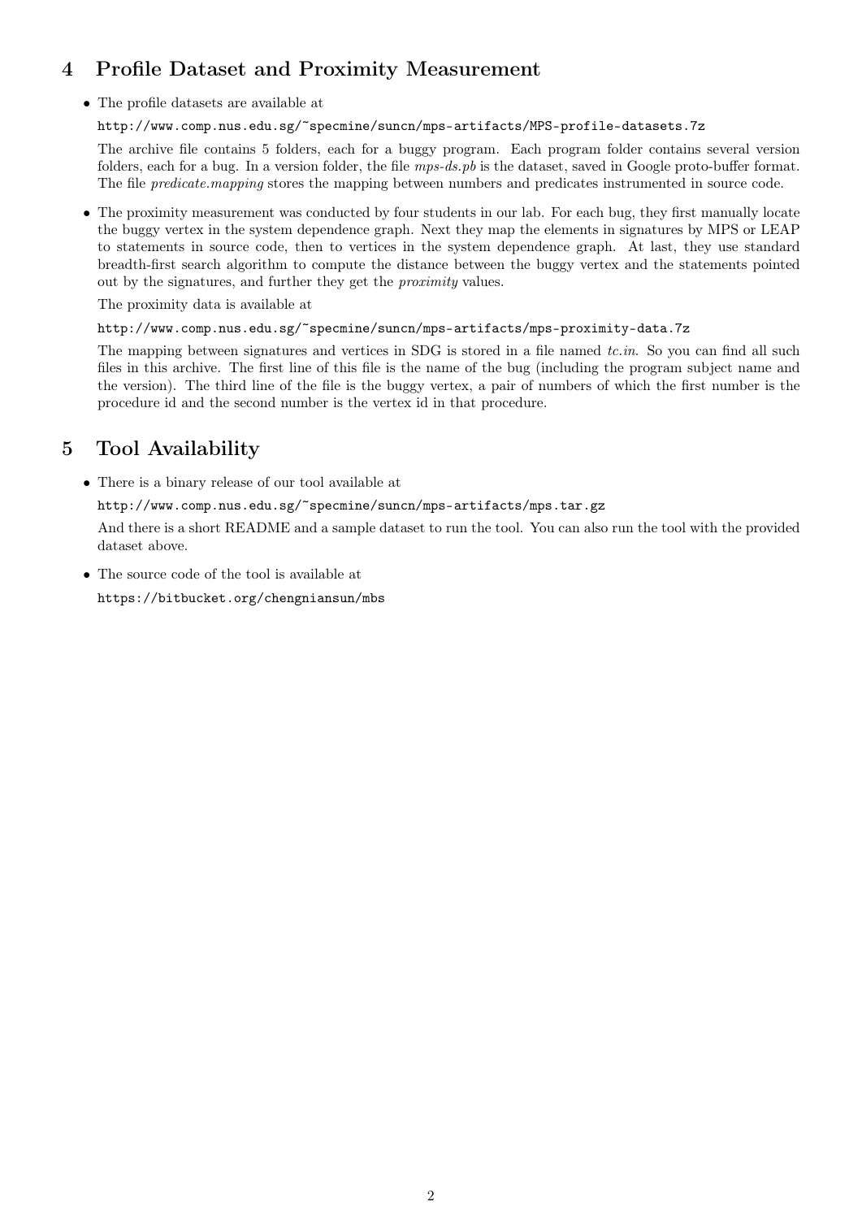## 4 Profile Dataset and Proximity Measurement

- The profile datasets are available at

  `http://www.comp.nus.edu.sg/~specmine/suncn/mps-artifacts/MPS-profile-datasets.7z`

  The archive file contains 5 folders, each for a buggy program. Each program folder contains several version folders, each for a bug. In a version folder, the file *mps-ds.pb* is the dataset, saved in Google proto-buffer format. The file *predicate.mapping* stores the mapping between numbers and predicates instrumented in source code.

- The proximity measurement was conducted by four students in our lab. For each bug, they first manually locate the buggy vertex in the system dependence graph. Next they map the elements in signatures by MPS or LEAP to statements in source code, then to vertices in the system dependence graph. At last, they use standard breadth-first search algorithm to compute the distance between the buggy vertex and the statements pointed out by the signatures, and further they get the *proximity* values.

  The proximity data is available at

  `http://www.comp.nus.edu.sg/~specmine/suncn/mps-artifacts/mps-proximity-data.7z`

  The mapping between signatures and vertices in SDG is stored in a file named *tc.in*. So you can find all such files in this archive. The first line of this file is the name of the bug (including the program subject name and the version). The third line of the file is the buggy vertex, a pair of numbers of which the first number is the procedure id and the second number is the vertex id in that procedure.

## 5 Tool Availability

- There is a binary release of our tool available at

  `http://www.comp.nus.edu.sg/~specmine/suncn/mps-artifacts/mps.tar.gz`

  And there is a short README and a sample dataset to run the tool. You can also run the tool with the provided dataset above.

- The source code of the tool is available at

  `https://bitbucket.org/chengniansun/mbs`